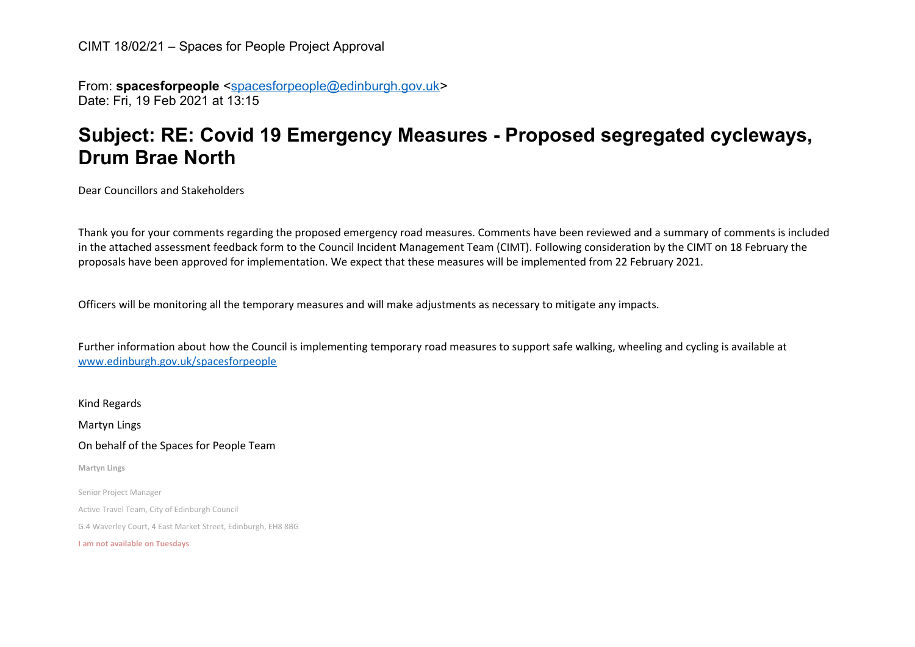CIMT 18/02/21 – Spaces for People Project Approval

From: **spacesforpeople** <spacesforpeople@edinburgh.gov.uk>
Date: Fri, 19 Feb 2021 at 13:15

# Subject: RE: Covid 19 Emergency Measures - Proposed segregated cycleways, Drum Brae North

Dear Councillors and Stakeholders

Thank you for your comments regarding the proposed emergency road measures. Comments have been reviewed and a summary of comments is included in the attached assessment feedback form to the Council Incident Management Team (CIMT). Following consideration by the CIMT on 18 February the proposals have been approved for implementation. We expect that these measures will be implemented from 22 February 2021.

Officers will be monitoring all the temporary measures and will make adjustments as necessary to mitigate any impacts.

Further information about how the Council is implementing temporary road measures to support safe walking, wheeling and cycling is available at www.edinburgh.gov.uk/spacesforpeople

Kind Regards

Martyn Lings

On behalf of the Spaces for People Team

**Martyn Lings**

Senior Project Manager

Active Travel Team, City of Edinburgh Council

G.4 Waverley Court, 4 East Market Street, Edinburgh, EH8 8BG

**I am not available on Tuesdays**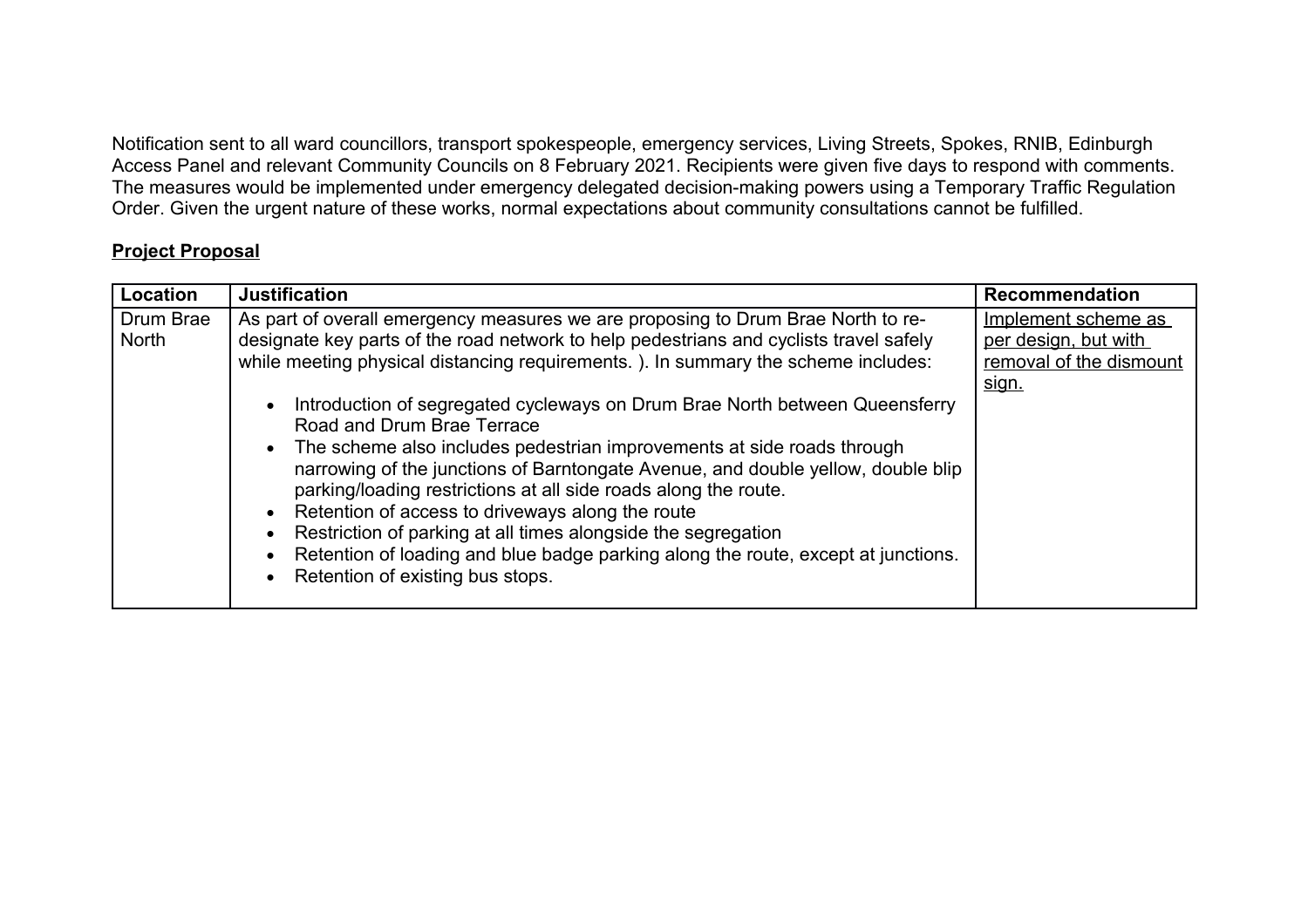Notification sent to all ward councillors, transport spokespeople, emergency services, Living Streets, Spokes, RNIB, Edinburgh Access Panel and relevant Community Councils on 8 February 2021. Recipients were given five days to respond with comments. The measures would be implemented under emergency delegated decision-making powers using a Temporary Traffic Regulation Order. Given the urgent nature of these works, normal expectations about community consultations cannot be fulfilled.

## **Project Proposal**

| **Location** | **Justification** | **Recommendation** |
| --- | --- | --- |
| Drum Brae North | As part of overall emergency measures we are proposing to Drum Brae North to re-designate key parts of the road network to help pedestrians and cyclists travel safely while meeting physical distancing requirements. ). In summary the scheme includes:<br><br>• Introduction of segregated cycleways on Drum Brae North between Queensferry Road and Drum Brae Terrace<br>• The scheme also includes pedestrian improvements at side roads through narrowing of the junctions of Barntongate Avenue, and double yellow, double blip parking/loading restrictions at all side roads along the route.<br>• Retention of access to driveways along the route<br>• Restriction of parking at all times alongside the segregation<br>• Retention of loading and blue badge parking along the route, except at junctions.<br>• Retention of existing bus stops. | Implement scheme as per design, but with removal of the dismount sign. |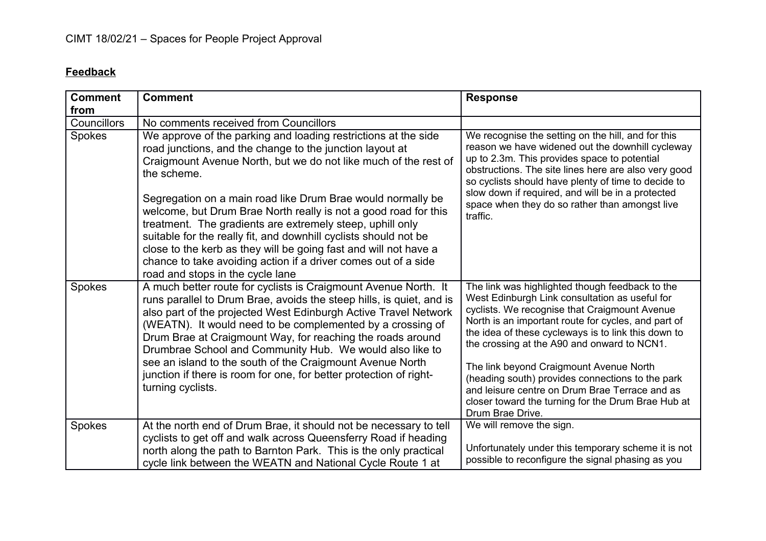CIMT 18/02/21 – Spaces for People Project Approval

**Feedback**

| Comment from | Comment | Response |
|---|---|---|
| Councillors | No comments received from Councillors | |
| Spokes | We approve of the parking and loading restrictions at the side road junctions, and the change to the junction layout at Craigmount Avenue North, but we do not like much of the rest of the scheme.<br><br>Segregation on a main road like Drum Brae would normally be welcome, but Drum Brae North really is not a good road for this treatment. The gradients are extremely steep, uphill only suitable for the really fit, and downhill cyclists should not be close to the kerb as they will be going fast and will not have a chance to take avoiding action if a driver comes out of a side road and stops in the cycle lane | We recognise the setting on the hill, and for this reason we have widened out the downhill cycleway up to 2.3m. This provides space to potential obstructions. The site lines here are also very good so cyclists should have plenty of time to decide to slow down if required, and will be in a protected space when they do so rather than amongst live traffic. |
| Spokes | A much better route for cyclists is Craigmount Avenue North. It runs parallel to Drum Brae, avoids the steep hills, is quiet, and is also part of the projected West Edinburgh Active Travel Network (WEATN). It would need to be complemented by a crossing of Drum Brae at Craigmount Way, for reaching the roads around Drumbrae School and Community Hub. We would also like to see an island to the south of the Craigmount Avenue North junction if there is room for one, for better protection of right-turning cyclists. | The link was highlighted though feedback to the West Edinburgh Link consultation as useful for cyclists. We recognise that Craigmount Avenue North is an important route for cycles, and part of the idea of these cycleways is to link this down to the crossing at the A90 and onward to NCN1.<br><br>The link beyond Craigmount Avenue North (heading south) provides connections to the park and leisure centre on Drum Brae Terrace and as closer toward the turning for the Drum Brae Hub at Drum Brae Drive. |
| Spokes | At the north end of Drum Brae, it should not be necessary to tell cyclists to get off and walk across Queensferry Road if heading north along the path to Barnton Park. This is the only practical cycle link between the WEATN and National Cycle Route 1 at | We will remove the sign.<br><br>Unfortunately under this temporary scheme it is not possible to reconfigure the signal phasing as you |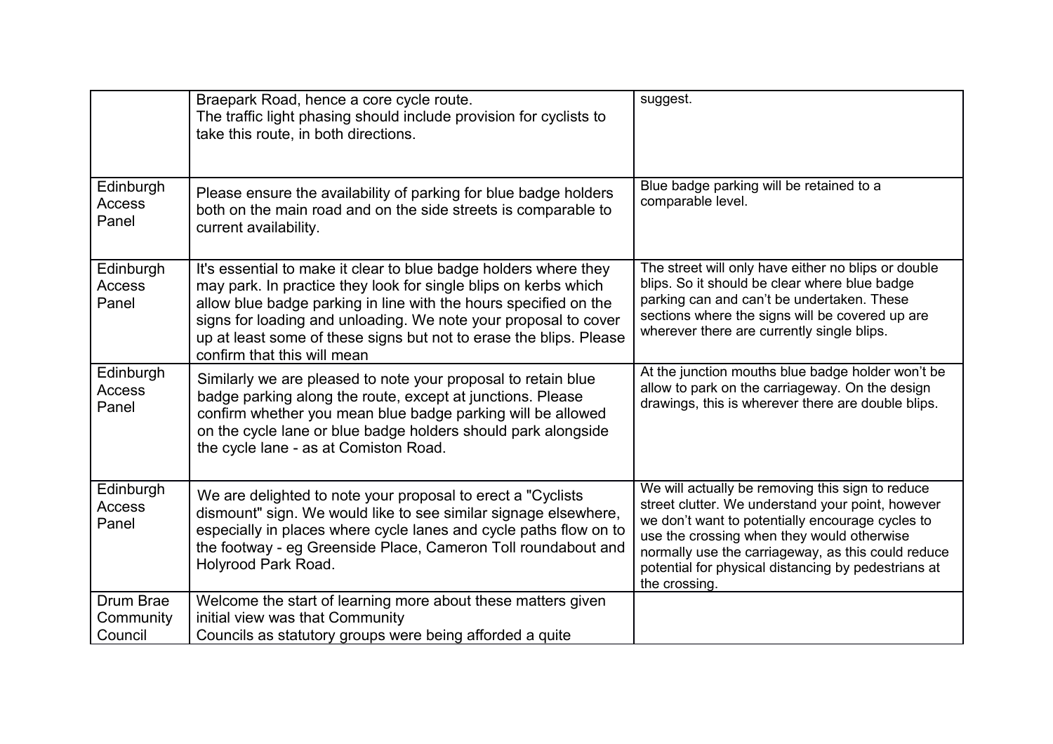| | | |
|---|---|---|
| | Braepark Road, hence a core cycle route.<br>The traffic light phasing should include provision for cyclists to take this route, in both directions. | suggest. |
| Edinburgh Access Panel | Please ensure the availability of parking for blue badge holders both on the main road and on the side streets is comparable to current availability. | Blue badge parking will be retained to a comparable level. |
| Edinburgh Access Panel | It's essential to make it clear to blue badge holders where they may park. In practice they look for single blips on kerbs which allow blue badge parking in line with the hours specified on the signs for loading and unloading. We note your proposal to cover up at least some of these signs but not to erase the blips. Please confirm that this will mean | The street will only have either no blips or double blips. So it should be clear where blue badge parking can and can't be undertaken. These sections where the signs will be covered up are wherever there are currently single blips. |
| Edinburgh Access Panel | Similarly we are pleased to note your proposal to retain blue badge parking along the route, except at junctions. Please confirm whether you mean blue badge parking will be allowed on the cycle lane or blue badge holders should park alongside the cycle lane - as at Comiston Road. | At the junction mouths blue badge holder won't be allow to park on the carriageway. On the design drawings, this is wherever there are double blips. |
| Edinburgh Access Panel | We are delighted to note your proposal to erect a "Cyclists dismount" sign. We would like to see similar signage elsewhere, especially in places where cycle lanes and cycle paths flow on to the footway - eg Greenside Place, Cameron Toll roundabout and Holyrood Park Road. | We will actually be removing this sign to reduce street clutter. We understand your point, however we don't want to potentially encourage cycles to use the crossing when they would otherwise normally use the carriageway, as this could reduce potential for physical distancing by pedestrians at the crossing. |
| Drum Brae Community Council | Welcome the start of learning more about these matters given initial view was that Community<br>Councils as statutory groups were being afforded a quite | |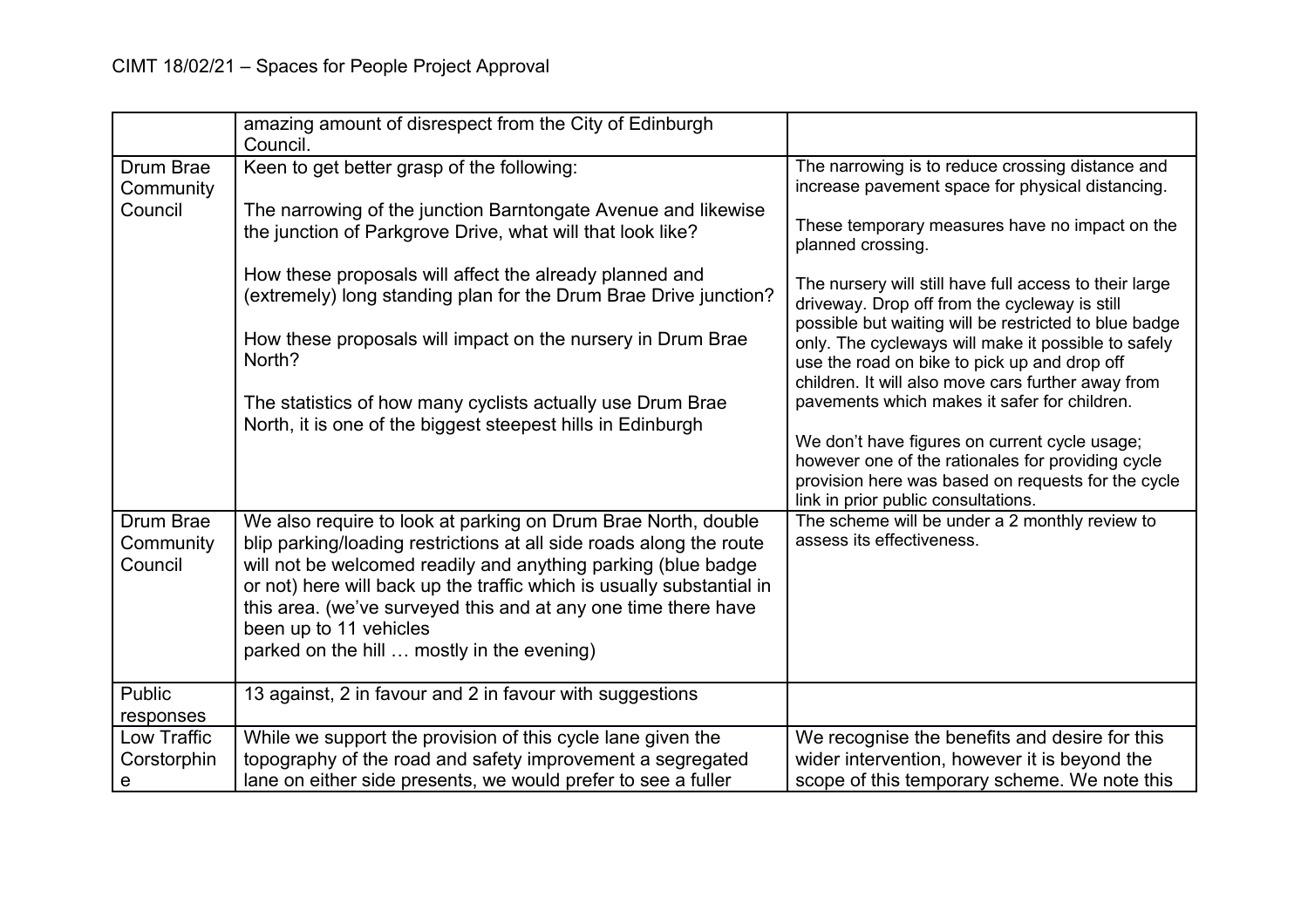|  |  |  |
| --- | --- | --- |
|  | amazing amount of disrespect from the City of Edinburgh Council. |  |
| Drum Brae Community Council | Keen to get better grasp of the following:<br><br>The narrowing of the junction Barntongate Avenue and likewise the junction of Parkgrove Drive, what will that look like?<br><br>How these proposals will affect the already planned and (extremely) long standing plan for the Drum Brae Drive junction?<br><br>How these proposals will impact on the nursery in Drum Brae North?<br><br>The statistics of how many cyclists actually use Drum Brae North, it is one of the biggest steepest hills in Edinburgh | The narrowing is to reduce crossing distance and increase pavement space for physical distancing.<br><br>These temporary measures have no impact on the planned crossing.<br><br>The nursery will still have full access to their large driveway. Drop off from the cycleway is still possible but waiting will be restricted to blue badge only. The cycleways will make it possible to safely use the road on bike to pick up and drop off children. It will also move cars further away from pavements which makes it safer for children.<br><br>We don't have figures on current cycle usage; however one of the rationales for providing cycle provision here was based on requests for the cycle link in prior public consultations. |
| Drum Brae Community Council | We also require to look at parking on Drum Brae North, double blip parking/loading restrictions at all side roads along the route will not be welcomed readily and anything parking (blue badge or not) here will back up the traffic which is usually substantial in this area. (we've surveyed this and at any one time there have been up to 11 vehicles parked on the hill … mostly in the evening) | The scheme will be under a 2 monthly review to assess its effectiveness. |
| Public responses | 13 against, 2 in favour and 2 in favour with suggestions |  |
| Low Traffic Corstorphine | While we support the provision of this cycle lane given the topography of the road and safety improvement a segregated lane on either side presents, we would prefer to see a fuller | We recognise the benefits and desire for this wider intervention, however it is beyond the scope of this temporary scheme. We note this |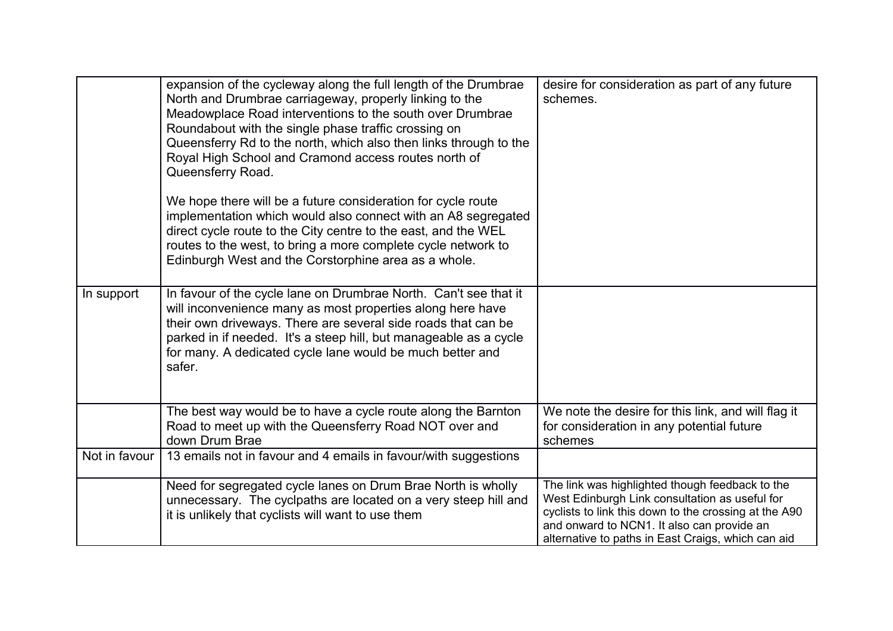| | | |
|---|---|---|
| | expansion of the cycleway along the full length of the Drumbrae North and Drumbrae carriageway, properly linking to the Meadowplace Road interventions to the south over Drumbrae Roundabout with the single phase traffic crossing on Queensferry Rd to the north, which also then links through to the Royal High School and Cramond access routes north of Queensferry Road.<br><br>We hope there will be a future consideration for cycle route implementation which would also connect with an A8 segregated direct cycle route to the City centre to the east, and the WEL routes to the west, to bring a more complete cycle network to Edinburgh West and the Corstorphine area as a whole. | desire for consideration as part of any future schemes. |
| In support | In favour of the cycle lane on Drumbrae North. Can't see that it will inconvenience many as most properties along here have their own driveways. There are several side roads that can be parked in if needed. It's a steep hill, but manageable as a cycle for many. A dedicated cycle lane would be much better and safer. | |
| | The best way would be to have a cycle route along the Barnton Road to meet up with the Queensferry Road NOT over and down Drum Brae | We note the desire for this link, and will flag it for consideration in any potential future schemes |
| Not in favour | 13 emails not in favour and 4 emails in favour/with suggestions | |
| | Need for segregated cycle lanes on Drum Brae North is wholly unnecessary. The cyclpaths are located on a very steep hill and it is unlikely that cyclists will want to use them | The link was highlighted though feedback to the West Edinburgh Link consultation as useful for cyclists to link this down to the crossing at the A90 and onward to NCN1. It also can provide an alternative to paths in East Craigs, which can aid |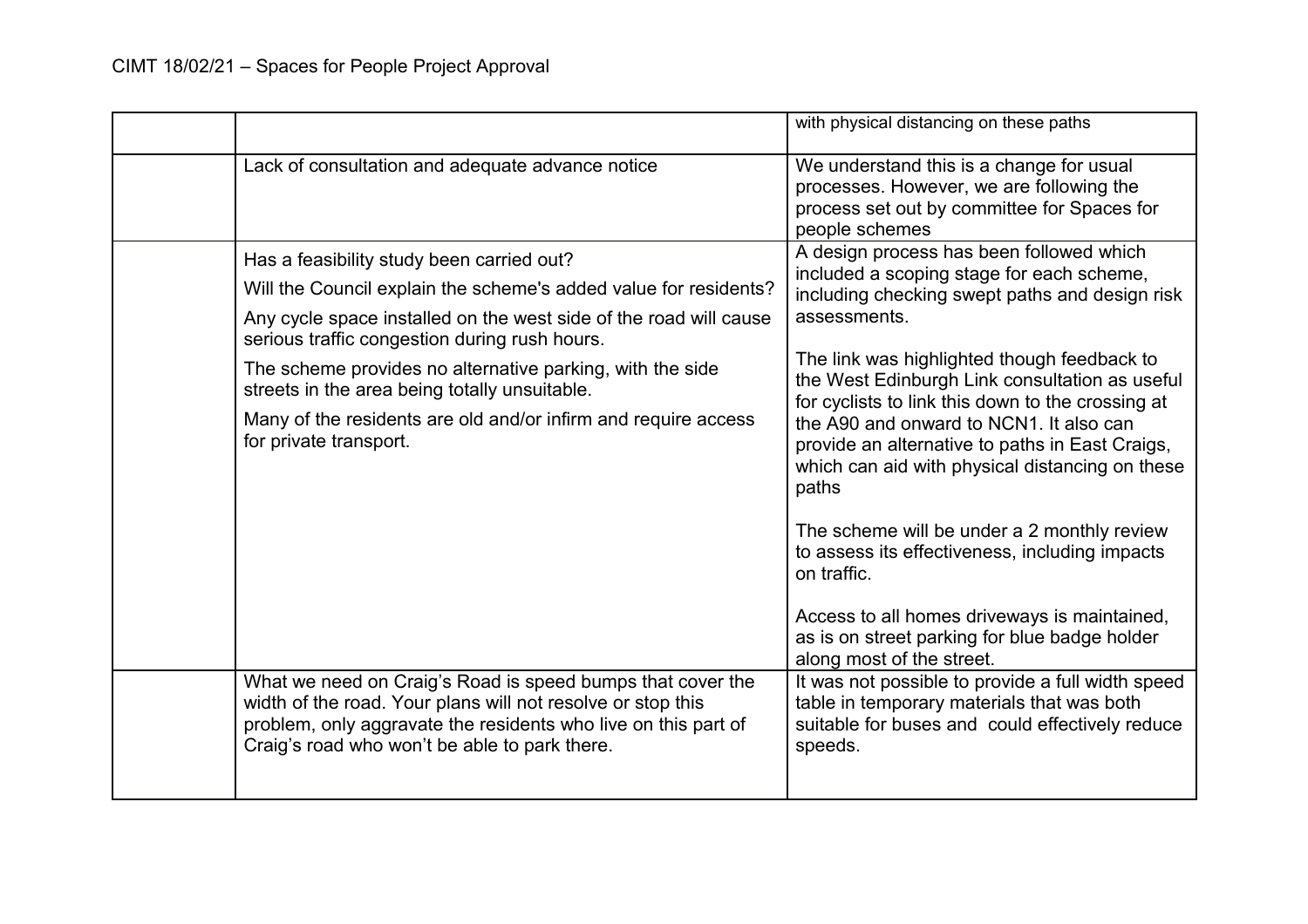|  |  | with physical distancing on these paths |
|---|---|---|
|  | Lack of consultation and adequate advance notice | We understand this is a change for usual processes. However, we are following the process set out by committee for Spaces for people schemes |
|  | Has a feasibility study been carried out?<br><br>Will the Council explain the scheme's added value for residents?<br><br>Any cycle space installed on the west side of the road will cause serious traffic congestion during rush hours.<br><br>The scheme provides no alternative parking, with the side streets in the area being totally unsuitable.<br><br>Many of the residents are old and/or infirm and require access for private transport. | A design process has been followed which included a scoping stage for each scheme, including checking swept paths and design risk assessments.<br><br>The link was highlighted though feedback to the West Edinburgh Link consultation as useful for cyclists to link this down to the crossing at the A90 and onward to NCN1. It also can provide an alternative to paths in East Craigs, which can aid with physical distancing on these paths<br><br>The scheme will be under a 2 monthly review to assess its effectiveness, including impacts on traffic.<br><br>Access to all homes driveways is maintained, as is on street parking for blue badge holder along most of the street. |
|  | What we need on Craig's Road is speed bumps that cover the width of the road. Your plans will not resolve or stop this problem, only aggravate the residents who live on this part of Craig's road who won't be able to park there. | It was not possible to provide a full width speed table in temporary materials that was both suitable for buses and could effectively reduce speeds. |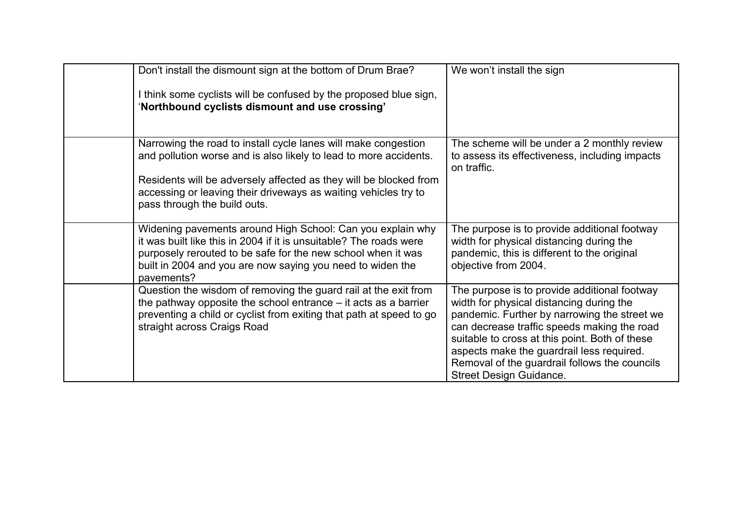| | | |
|---|---|---|
| | Don't install the dismount sign at the bottom of Drum Brae?<br><br>I think some cyclists will be confused by the proposed blue sign, '**Northbound cyclists dismount and use crossing'** | We won't install the sign |
| | Narrowing the road to install cycle lanes will make congestion and pollution worse and is also likely to lead to more accidents.<br><br>Residents will be adversely affected as they will be blocked from accessing or leaving their driveways as waiting vehicles try to pass through the build outs. | The scheme will be under a 2 monthly review to assess its effectiveness, including impacts on traffic. |
| | Widening pavements around High School: Can you explain why it was built like this in 2004 if it is unsuitable? The roads were purposely rerouted to be safe for the new school when it was built in 2004 and you are now saying you need to widen the pavements? | The purpose is to provide additional footway width for physical distancing during the pandemic, this is different to the original objective from 2004. |
| | Question the wisdom of removing the guard rail at the exit from the pathway opposite the school entrance – it acts as a barrier preventing a child or cyclist from exiting that path at speed to go straight across Craigs Road | The purpose is to provide additional footway width for physical distancing during the pandemic. Further by narrowing the street we can decrease traffic speeds making the road suitable to cross at this point. Both of these aspects make the guardrail less required. Removal of the guardrail follows the councils Street Design Guidance. |